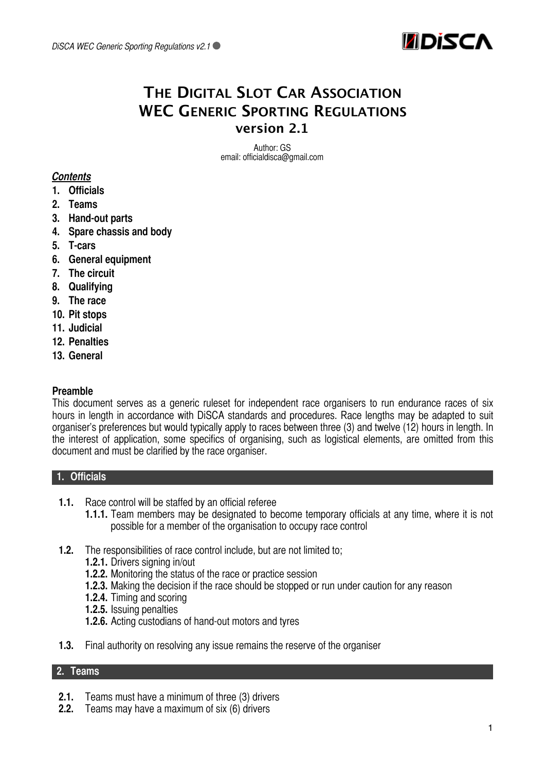# THE DIGITAL SLOT CAR ASSOCIATION
# WEC GENERIC SPORTING REGULATIONS
## version 2.1

Author: GS
email: officialdisca@gmail.com

***Contents***

1. **Officials**
2. **Teams**
3. **Hand-out parts**
4. **Spare chassis and body**
5. **T-cars**
6. **General equipment**
7. **The circuit**
8. **Qualifying**
9. **The race**
10. **Pit stops**
11. **Judicial**
12. **Penalties**
13. **General**

**Preamble**

This document serves as a generic ruleset for independent race organisers to run endurance races of six hours in length in accordance with DiSCA standards and procedures. Race lengths may be adapted to suit organiser's preferences but would typically apply to races between three (3) and twelve (12) hours in length. In the interest of application, some specifics of organising, such as logistical elements, are omitted from this document and must be clarified by the race organiser.

## 1. Officials

- **1.1.** Race control will be staffed by an official referee
  - **1.1.1.** Team members may be designated to become temporary officials at any time, where it is not possible for a member of the organisation to occupy race control
- **1.2.** The responsibilities of race control include, but are not limited to;
  - **1.2.1.** Drivers signing in/out
  - **1.2.2.** Monitoring the status of the race or practice session
  - **1.2.3.** Making the decision if the race should be stopped or run under caution for any reason
  - **1.2.4.** Timing and scoring
  - **1.2.5.** Issuing penalties
  - **1.2.6.** Acting custodians of hand-out motors and tyres
- **1.3.** Final authority on resolving any issue remains the reserve of the organiser

## 2. Teams

- **2.1.** Teams must have a minimum of three (3) drivers
- **2.2.** Teams may have a maximum of six (6) drivers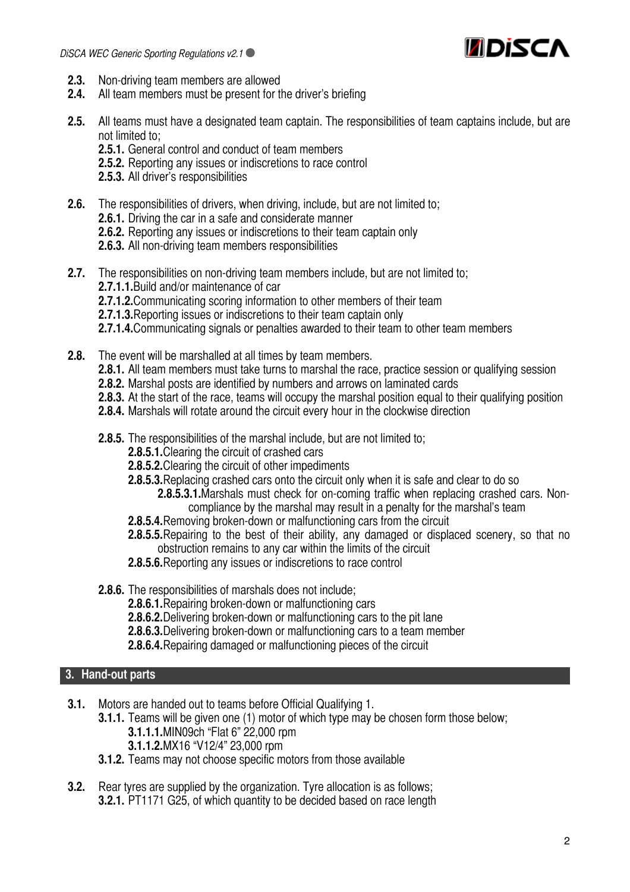**2.3.** Non-driving team members are allowed
**2.4.** All team members must be present for the driver's briefing

**2.5.** All teams must have a designated team captain. The responsibilities of team captains include, but are not limited to;
- **2.5.1.** General control and conduct of team members
- **2.5.2.** Reporting any issues or indiscretions to race control
- **2.5.3.** All driver's responsibilities

**2.6.** The responsibilities of drivers, when driving, include, but are not limited to;
- **2.6.1.** Driving the car in a safe and considerate manner
- **2.6.2.** Reporting any issues or indiscretions to their team captain only
- **2.6.3.** All non-driving team members responsibilities

**2.7.** The responsibilities on non-driving team members include, but are not limited to;
- **2.7.1.1.** Build and/or maintenance of car
- **2.7.1.2.** Communicating scoring information to other members of their team
- **2.7.1.3.** Reporting issues or indiscretions to their team captain only
- **2.7.1.4.** Communicating signals or penalties awarded to their team to other team members

**2.8.** The event will be marshalled at all times by team members.
- **2.8.1.** All team members must take turns to marshal the race, practice session or qualifying session
- **2.8.2.** Marshal posts are identified by numbers and arrows on laminated cards
- **2.8.3.** At the start of the race, teams will occupy the marshal position equal to their qualifying position
- **2.8.4.** Marshals will rotate around the circuit every hour in the clockwise direction
- **2.8.5.** The responsibilities of the marshal include, but are not limited to;
  - **2.8.5.1.** Clearing the circuit of crashed cars
  - **2.8.5.2.** Clearing the circuit of other impediments
  - **2.8.5.3.** Replacing crashed cars onto the circuit only when it is safe and clear to do so
    - **2.8.5.3.1.** Marshals must check for on-coming traffic when replacing crashed cars. Non-compliance by the marshal may result in a penalty for the marshal's team
  - **2.8.5.4.** Removing broken-down or malfunctioning cars from the circuit
  - **2.8.5.5.** Repairing to the best of their ability, any damaged or displaced scenery, so that no obstruction remains to any car within the limits of the circuit
  - **2.8.5.6.** Reporting any issues or indiscretions to race control
- **2.8.6.** The responsibilities of marshals does not include;
  - **2.8.6.1.** Repairing broken-down or malfunctioning cars
  - **2.8.6.2.** Delivering broken-down or malfunctioning cars to the pit lane
  - **2.8.6.3.** Delivering broken-down or malfunctioning cars to a team member
  - **2.8.6.4.** Repairing damaged or malfunctioning pieces of the circuit

## 3. Hand-out parts

**3.1.** Motors are handed out to teams before Official Qualifying 1.
- **3.1.1.** Teams will be given one (1) motor of which type may be chosen form those below;
  - **3.1.1.1.** MIN09ch "Flat 6" 22,000 rpm
  - **3.1.1.2.** MX16 "V12/4" 23,000 rpm
- **3.1.2.** Teams may not choose specific motors from those available

**3.2.** Rear tyres are supplied by the organization. Tyre allocation is as follows;
- **3.2.1.** PT1171 G25, of which quantity to be decided based on race length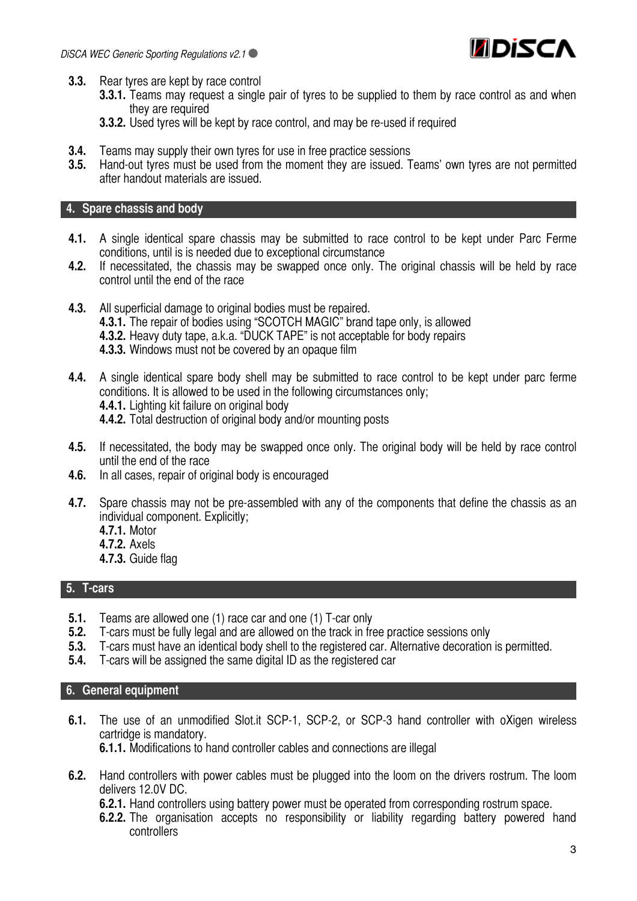- **3.3.** Rear tyres are kept by race control
  - **3.3.1.** Teams may request a single pair of tyres to be supplied to them by race control as and when they are required
  - **3.3.2.** Used tyres will be kept by race control, and may be re-used if required
- **3.4.** Teams may supply their own tyres for use in free practice sessions
- **3.5.** Hand-out tyres must be used from the moment they are issued. Teams' own tyres are not permitted after handout materials are issued.

## 4. Spare chassis and body

- **4.1.** A single identical spare chassis may be submitted to race control to be kept under Parc Ferme conditions, until is is needed due to exceptional circumstance
- **4.2.** If necessitated, the chassis may be swapped once only. The original chassis will be held by race control until the end of the race
- **4.3.** All superficial damage to original bodies must be repaired.
  - **4.3.1.** The repair of bodies using "SCOTCH MAGIC" brand tape only, is allowed
  - **4.3.2.** Heavy duty tape, a.k.a. "DUCK TAPE" is not acceptable for body repairs
  - **4.3.3.** Windows must not be covered by an opaque film
- **4.4.** A single identical spare body shell may be submitted to race control to be kept under parc ferme conditions. It is allowed to be used in the following circumstances only;
  - **4.4.1.** Lighting kit failure on original body
  - **4.4.2.** Total destruction of original body and/or mounting posts
- **4.5.** If necessitated, the body may be swapped once only. The original body will be held by race control until the end of the race
- **4.6.** In all cases, repair of original body is encouraged
- **4.7.** Spare chassis may not be pre-assembled with any of the components that define the chassis as an individual component. Explicitly;
  - **4.7.1.** Motor
  - **4.7.2.** Axels
  - **4.7.3.** Guide flag

## 5. T-cars

- **5.1.** Teams are allowed one (1) race car and one (1) T-car only
- **5.2.** T-cars must be fully legal and are allowed on the track in free practice sessions only
- **5.3.** T-cars must have an identical body shell to the registered car. Alternative decoration is permitted.
- **5.4.** T-cars will be assigned the same digital ID as the registered car

## 6. General equipment

- **6.1.** The use of an unmodified Slot.it SCP-1, SCP-2, or SCP-3 hand controller with oXigen wireless cartridge is mandatory.
  - **6.1.1.** Modifications to hand controller cables and connections are illegal
- **6.2.** Hand controllers with power cables must be plugged into the loom on the drivers rostrum. The loom delivers 12.0V DC.
  - **6.2.1.** Hand controllers using battery power must be operated from corresponding rostrum space.
  - **6.2.2.** The organisation accepts no responsibility or liability regarding battery powered hand controllers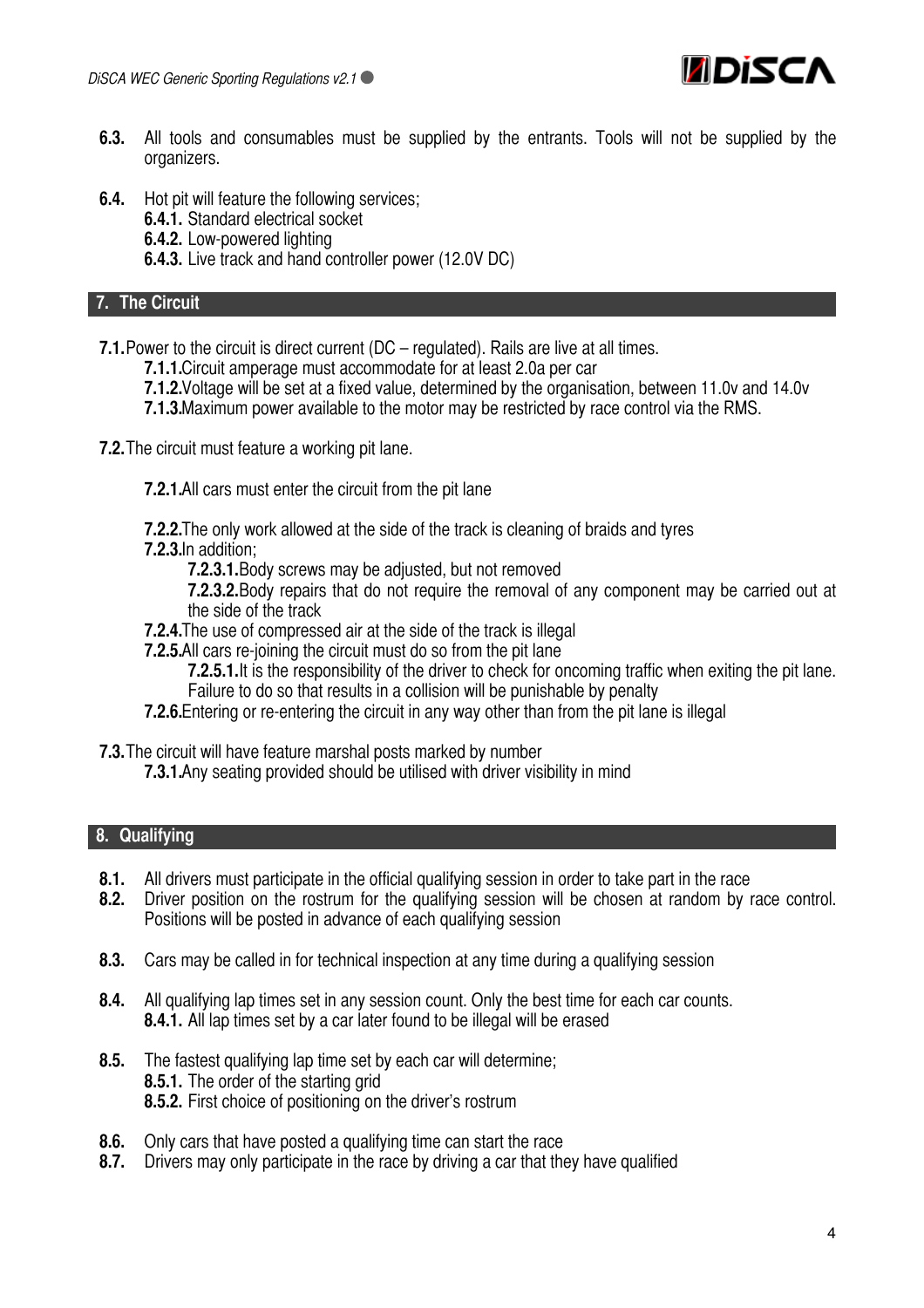**6.3.** All tools and consumables must be supplied by the entrants. Tools will not be supplied by the organizers.

**6.4.** Hot pit will feature the following services;

- **6.4.1.** Standard electrical socket
- **6.4.2.** Low-powered lighting
- **6.4.3.** Live track and hand controller power (12.0V DC)

## 7. The Circuit

**7.1.** Power to the circuit is direct current (DC – regulated). Rails are live at all times.

- **7.1.1.** Circuit amperage must accommodate for at least 2.0a per car
- **7.1.2.** Voltage will be set at a fixed value, determined by the organisation, between 11.0v and 14.0v
- **7.1.3.** Maximum power available to the motor may be restricted by race control via the RMS.

**7.2.** The circuit must feature a working pit lane.

- **7.2.1.** All cars must enter the circuit from the pit lane
- **7.2.2.** The only work allowed at the side of the track is cleaning of braids and tyres
- **7.2.3.** In addition;
  - **7.2.3.1.** Body screws may be adjusted, but not removed
  - **7.2.3.2.** Body repairs that do not require the removal of any component may be carried out at the side of the track
- **7.2.4.** The use of compressed air at the side of the track is illegal
- **7.2.5.** All cars re-joining the circuit must do so from the pit lane
  - **7.2.5.1.** It is the responsibility of the driver to check for oncoming traffic when exiting the pit lane. Failure to do so that results in a collision will be punishable by penalty
- **7.2.6.** Entering or re-entering the circuit in any way other than from the pit lane is illegal

**7.3.** The circuit will have feature marshal posts marked by number

- **7.3.1.** Any seating provided should be utilised with driver visibility in mind

## 8. Qualifying

**8.1.** All drivers must participate in the official qualifying session in order to take part in the race

**8.2.** Driver position on the rostrum for the qualifying session will be chosen at random by race control. Positions will be posted in advance of each qualifying session

**8.3.** Cars may be called in for technical inspection at any time during a qualifying session

**8.4.** All qualifying lap times set in any session count. Only the best time for each car counts.

- **8.4.1.** All lap times set by a car later found to be illegal will be erased

**8.5.** The fastest qualifying lap time set by each car will determine;

- **8.5.1.** The order of the starting grid
- **8.5.2.** First choice of positioning on the driver's rostrum

**8.6.** Only cars that have posted a qualifying time can start the race

**8.7.** Drivers may only participate in the race by driving a car that they have qualified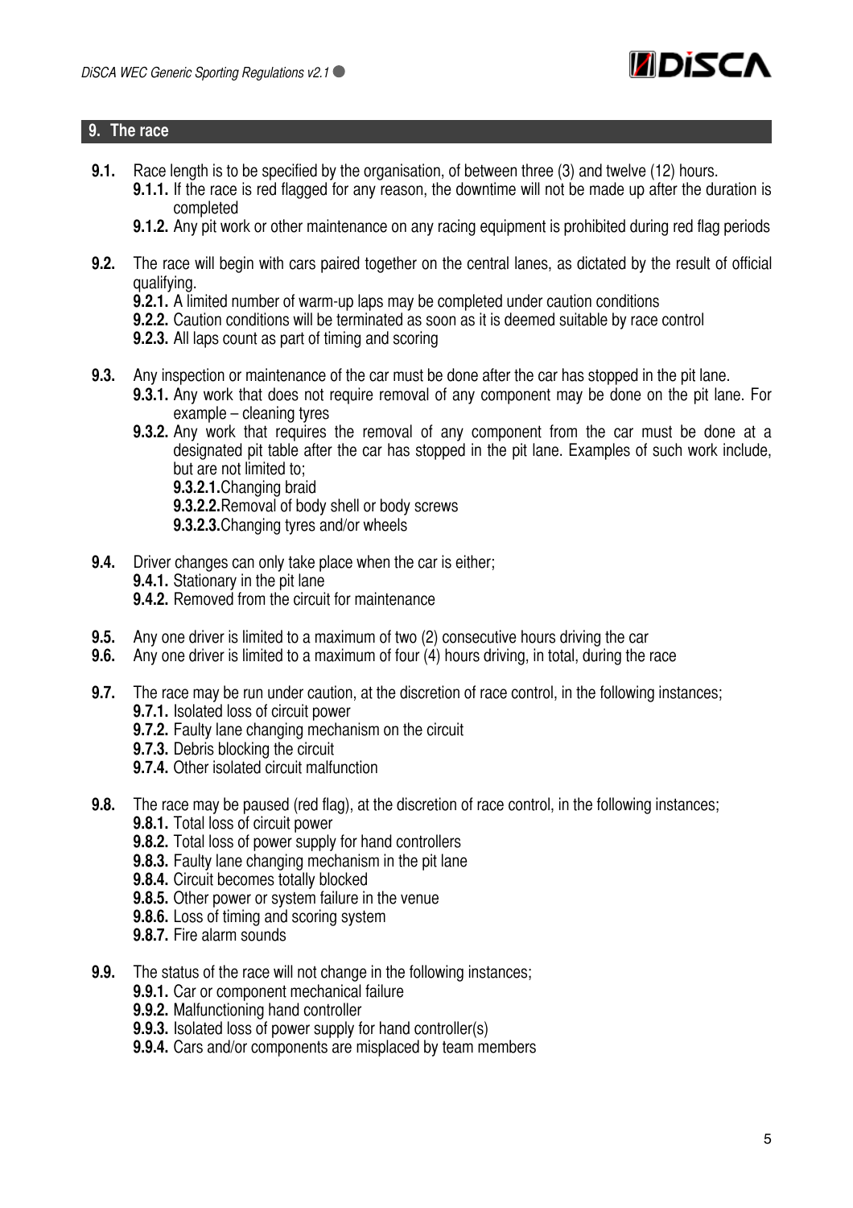## 9. The race

**9.1.** Race length is to be specified by the organisation, of between three (3) and twelve (12) hours.

- **9.1.1.** If the race is red flagged for any reason, the downtime will not be made up after the duration is completed
- **9.1.2.** Any pit work or other maintenance on any racing equipment is prohibited during red flag periods

**9.2.** The race will begin with cars paired together on the central lanes, as dictated by the result of official qualifying.

- **9.2.1.** A limited number of warm-up laps may be completed under caution conditions
- **9.2.2.** Caution conditions will be terminated as soon as it is deemed suitable by race control
- **9.2.3.** All laps count as part of timing and scoring

**9.3.** Any inspection or maintenance of the car must be done after the car has stopped in the pit lane.

- **9.3.1.** Any work that does not require removal of any component may be done on the pit lane. For example – cleaning tyres
- **9.3.2.** Any work that requires the removal of any component from the car must be done at a designated pit table after the car has stopped in the pit lane. Examples of such work include, but are not limited to;
  - **9.3.2.1.** Changing braid
  - **9.3.2.2.** Removal of body shell or body screws
  - **9.3.2.3.** Changing tyres and/or wheels

**9.4.** Driver changes can only take place when the car is either;

- **9.4.1.** Stationary in the pit lane
- **9.4.2.** Removed from the circuit for maintenance

**9.5.** Any one driver is limited to a maximum of two (2) consecutive hours driving the car

**9.6.** Any one driver is limited to a maximum of four (4) hours driving, in total, during the race

**9.7.** The race may be run under caution, at the discretion of race control, in the following instances;

- **9.7.1.** Isolated loss of circuit power
- **9.7.2.** Faulty lane changing mechanism on the circuit
- **9.7.3.** Debris blocking the circuit
- **9.7.4.** Other isolated circuit malfunction

**9.8.** The race may be paused (red flag), at the discretion of race control, in the following instances;

- **9.8.1.** Total loss of circuit power
- **9.8.2.** Total loss of power supply for hand controllers
- **9.8.3.** Faulty lane changing mechanism in the pit lane
- **9.8.4.** Circuit becomes totally blocked
- **9.8.5.** Other power or system failure in the venue
- **9.8.6.** Loss of timing and scoring system
- **9.8.7.** Fire alarm sounds

**9.9.** The status of the race will not change in the following instances;

- **9.9.1.** Car or component mechanical failure
- **9.9.2.** Malfunctioning hand controller
- **9.9.3.** Isolated loss of power supply for hand controller(s)
- **9.9.4.** Cars and/or components are misplaced by team members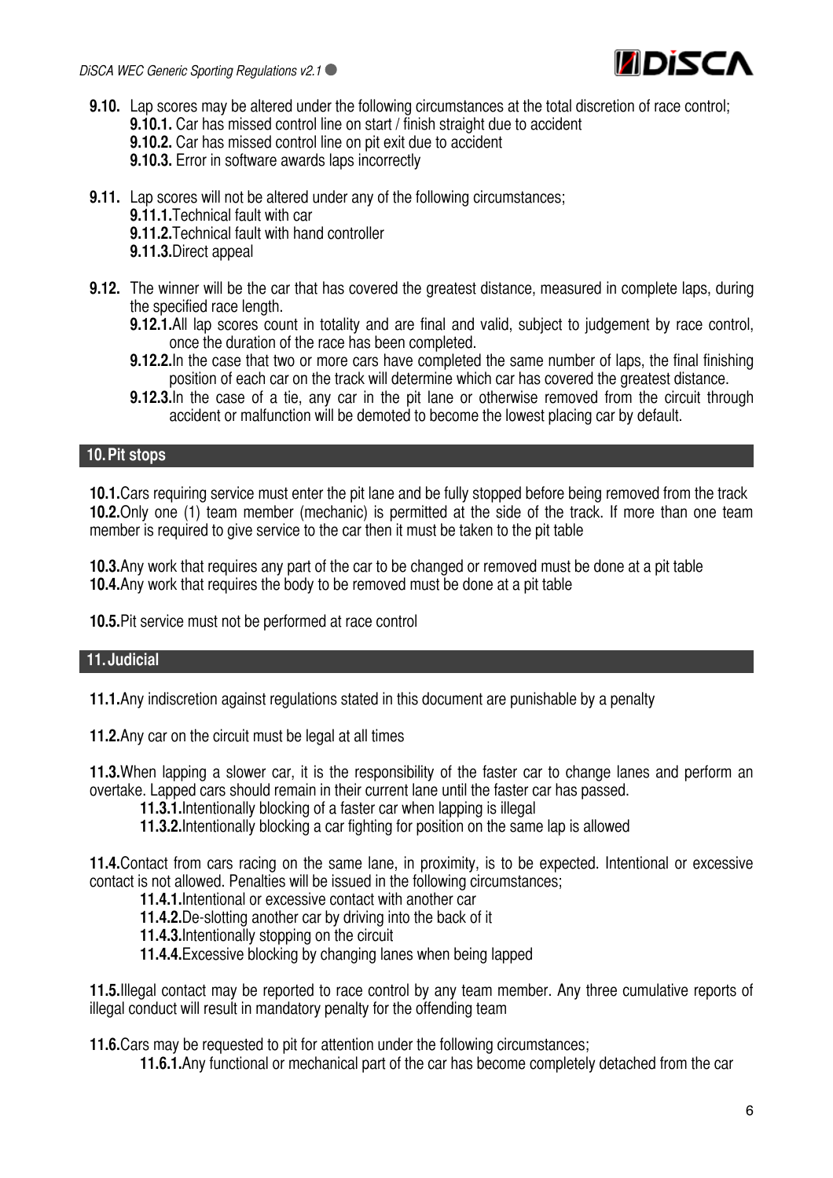- **9.10.** Lap scores may be altered under the following circumstances at the total discretion of race control;
  - **9.10.1.** Car has missed control line on start / finish straight due to accident
  - **9.10.2.** Car has missed control line on pit exit due to accident
  - **9.10.3.** Error in software awards laps incorrectly

- **9.11.** Lap scores will not be altered under any of the following circumstances;
  - **9.11.1.** Technical fault with car
  - **9.11.2.** Technical fault with hand controller
  - **9.11.3.** Direct appeal

- **9.12.** The winner will be the car that has covered the greatest distance, measured in complete laps, during the specified race length.
  - **9.12.1.** All lap scores count in totality and are final and valid, subject to judgement by race control, once the duration of the race has been completed.
  - **9.12.2.** In the case that two or more cars have completed the same number of laps, the final finishing position of each car on the track will determine which car has covered the greatest distance.
  - **9.12.3.** In the case of a tie, any car in the pit lane or otherwise removed from the circuit through accident or malfunction will be demoted to become the lowest placing car by default.

## 10. Pit stops

**10.1.** Cars requiring service must enter the pit lane and be fully stopped before being removed from the track
**10.2.** Only one (1) team member (mechanic) is permitted at the side of the track. If more than one team member is required to give service to the car then it must be taken to the pit table

**10.3.** Any work that requires any part of the car to be changed or removed must be done at a pit table
**10.4.** Any work that requires the body to be removed must be done at a pit table

**10.5.** Pit service must not be performed at race control

## 11. Judicial

**11.1.** Any indiscretion against regulations stated in this document are punishable by a penalty

**11.2.** Any car on the circuit must be legal at all times

**11.3.** When lapping a slower car, it is the responsibility of the faster car to change lanes and perform an overtake. Lapped cars should remain in their current lane until the faster car has passed.

- **11.3.1.** Intentionally blocking of a faster car when lapping is illegal
- **11.3.2.** Intentionally blocking a car fighting for position on the same lap is allowed

**11.4.** Contact from cars racing on the same lane, in proximity, is to be expected. Intentional or excessive contact is not allowed. Penalties will be issued in the following circumstances;

- **11.4.1.** Intentional or excessive contact with another car
- **11.4.2.** De-slotting another car by driving into the back of it
- **11.4.3.** Intentionally stopping on the circuit
- **11.4.4.** Excessive blocking by changing lanes when being lapped

**11.5.** Illegal contact may be reported to race control by any team member. Any three cumulative reports of illegal conduct will result in mandatory penalty for the offending team

**11.6.** Cars may be requested to pit for attention under the following circumstances;

- **11.6.1.** Any functional or mechanical part of the car has become completely detached from the car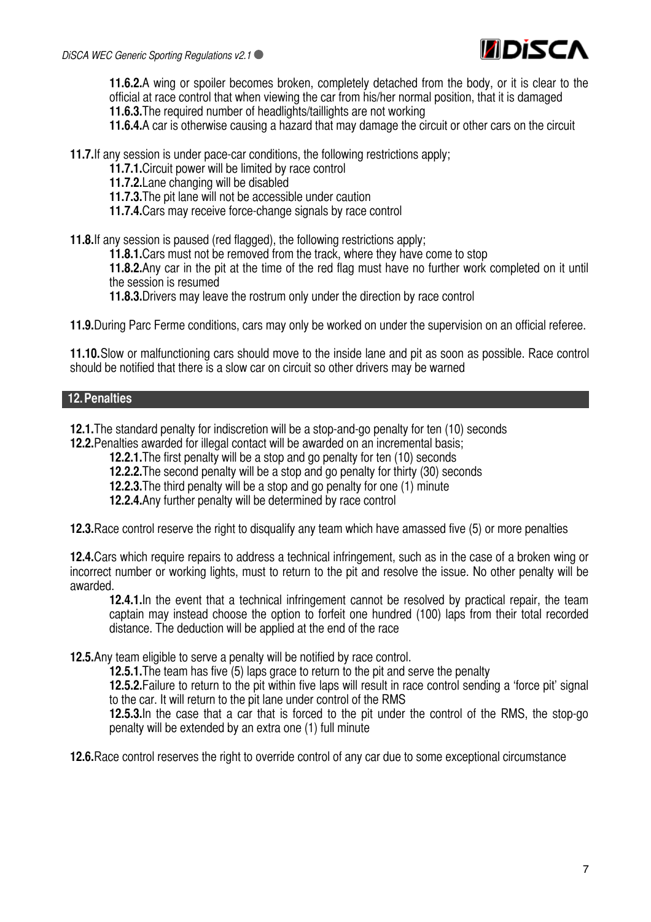**11.6.2.** A wing or spoiler becomes broken, completely detached from the body, or it is clear to the official at race control that when viewing the car from his/her normal position, that it is damaged

**11.6.3.** The required number of headlights/taillights are not working

**11.6.4.** A car is otherwise causing a hazard that may damage the circuit or other cars on the circuit

**11.7.** If any session is under pace-car conditions, the following restrictions apply;

**11.7.1.** Circuit power will be limited by race control

**11.7.2.** Lane changing will be disabled

**11.7.3.** The pit lane will not be accessible under caution

**11.7.4.** Cars may receive force-change signals by race control

**11.8.** If any session is paused (red flagged), the following restrictions apply;

**11.8.1.** Cars must not be removed from the track, where they have come to stop

**11.8.2.** Any car in the pit at the time of the red flag must have no further work completed on it until the session is resumed

**11.8.3.** Drivers may leave the rostrum only under the direction by race control

**11.9.** During Parc Ferme conditions, cars may only be worked on under the supervision on an official referee.

**11.10.** Slow or malfunctioning cars should move to the inside lane and pit as soon as possible. Race control should be notified that there is a slow car on circuit so other drivers may be warned

## 12. Penalties

**12.1.** The standard penalty for indiscretion will be a stop-and-go penalty for ten (10) seconds

**12.2.** Penalties awarded for illegal contact will be awarded on an incremental basis;

**12.2.1.** The first penalty will be a stop and go penalty for ten (10) seconds

**12.2.2.** The second penalty will be a stop and go penalty for thirty (30) seconds

**12.2.3.** The third penalty will be a stop and go penalty for one (1) minute

**12.2.4.** Any further penalty will be determined by race control

**12.3.** Race control reserve the right to disqualify any team which have amassed five (5) or more penalties

**12.4.** Cars which require repairs to address a technical infringement, such as in the case of a broken wing or incorrect number or working lights, must to return to the pit and resolve the issue. No other penalty will be awarded.

**12.4.1.** In the event that a technical infringement cannot be resolved by practical repair, the team captain may instead choose the option to forfeit one hundred (100) laps from their total recorded distance. The deduction will be applied at the end of the race

**12.5.** Any team eligible to serve a penalty will be notified by race control.

**12.5.1.** The team has five (5) laps grace to return to the pit and serve the penalty

**12.5.2.** Failure to return to the pit within five laps will result in race control sending a 'force pit' signal to the car. It will return to the pit lane under control of the RMS

**12.5.3.** In the case that a car that is forced to the pit under the control of the RMS, the stop-go penalty will be extended by an extra one (1) full minute

**12.6.** Race control reserves the right to override control of any car due to some exceptional circumstance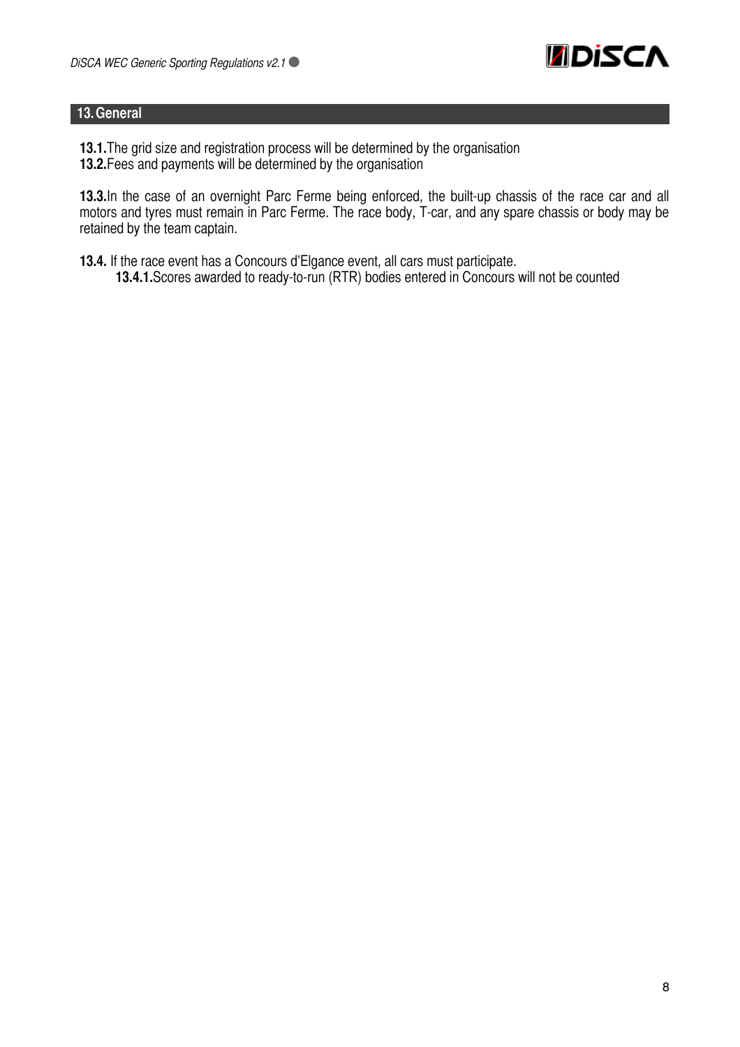## 13. General

**13.1.** The grid size and registration process will be determined by the organisation
**13.2.** Fees and payments will be determined by the organisation

**13.3.** In the case of an overnight Parc Ferme being enforced, the built-up chassis of the race car and all motors and tyres must remain in Parc Ferme. The race body, T-car, and any spare chassis or body may be retained by the team captain.

**13.4.** If the race event has a Concours d'Elgance event, all cars must participate.

**13.4.1.** Scores awarded to ready-to-run (RTR) bodies entered in Concours will not be counted